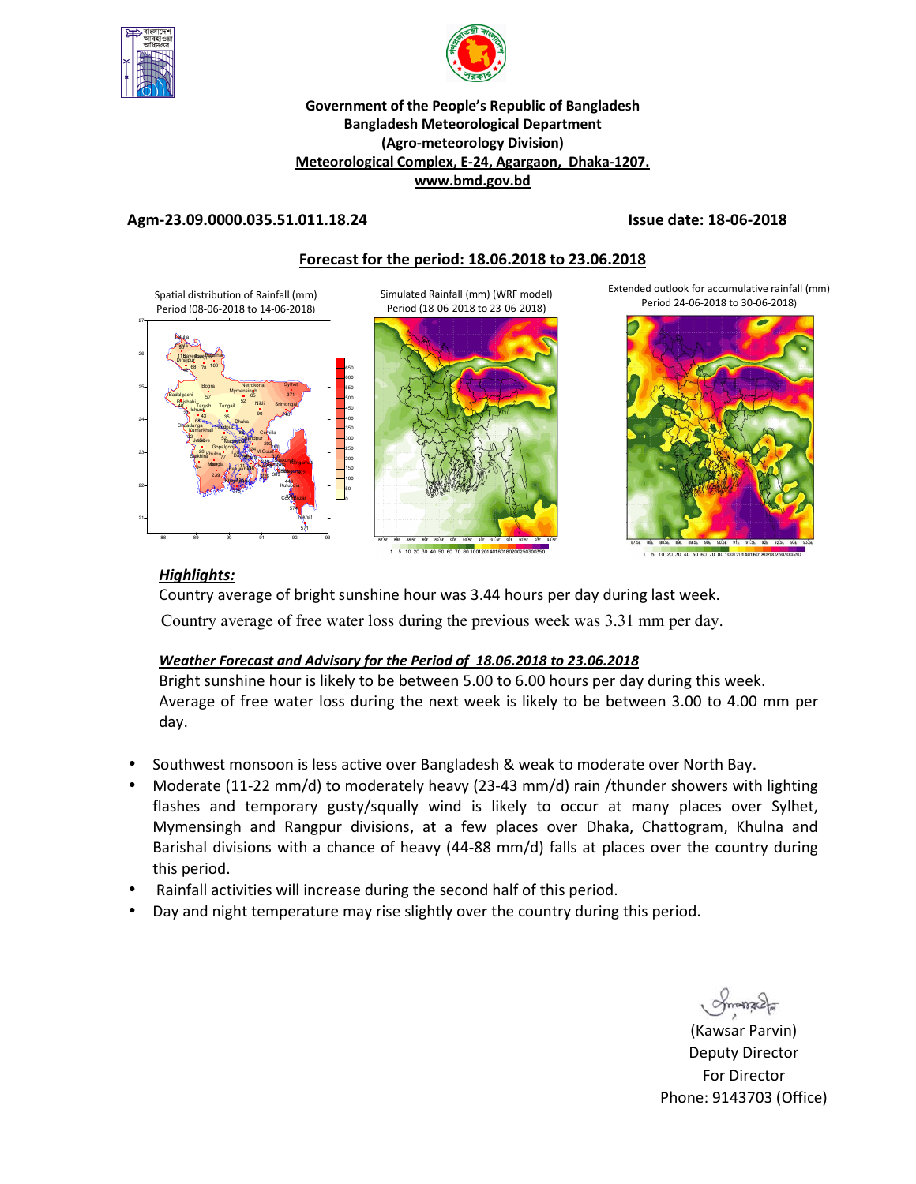**Government of the People's Republic of Bangladesh**
**Bangladesh Meteorological Department**
**(Agro-meteorology Division)**
**Meteorological Complex, E-24, Agargaon, Dhaka-1207.**
**www.bmd.gov.bd**

**Agm-23.09.0000.035.51.011.18.24** **Issue date: 18-06-2018**

## Forecast for the period: 18.06.2018 to 23.06.2018

Spatial distribution of Rainfall (mm) Period (08-06-2018 to 14-06-2018)

Simulated Rainfall (mm) (WRF model) Period (18-06-2018 to 23-06-2018)

Extended outlook for accumulative rainfall (mm) Period 24-06-2018 to 30-06-2018)

### *Highlights:*

Country average of bright sunshine hour was 3.44 hours per day during last week.

Country average of free water loss during the previous week was 3.31 mm per day.

### *Weather Forecast and Advisory for the Period of 18.06.2018 to 23.06.2018*

Bright sunshine hour is likely to be between 5.00 to 6.00 hours per day during this week.

Average of free water loss during the next week is likely to be between 3.00 to 4.00 mm per day.

- Southwest monsoon is less active over Bangladesh & weak to moderate over North Bay.
- Moderate (11-22 mm/d) to moderately heavy (23-43 mm/d) rain /thunder showers with lighting flashes and temporary gusty/squally wind is likely to occur at many places over Sylhet, Mymensingh and Rangpur divisions, at a few places over Dhaka, Chattogram, Khulna and Barishal divisions with a chance of heavy (44-88 mm/d) falls at places over the country during this period.
- Rainfall activities will increase during the second half of this period.
- Day and night temperature may rise slightly over the country during this period.

(Kawsar Parvin)
Deputy Director
For Director
Phone: 9143703 (Office)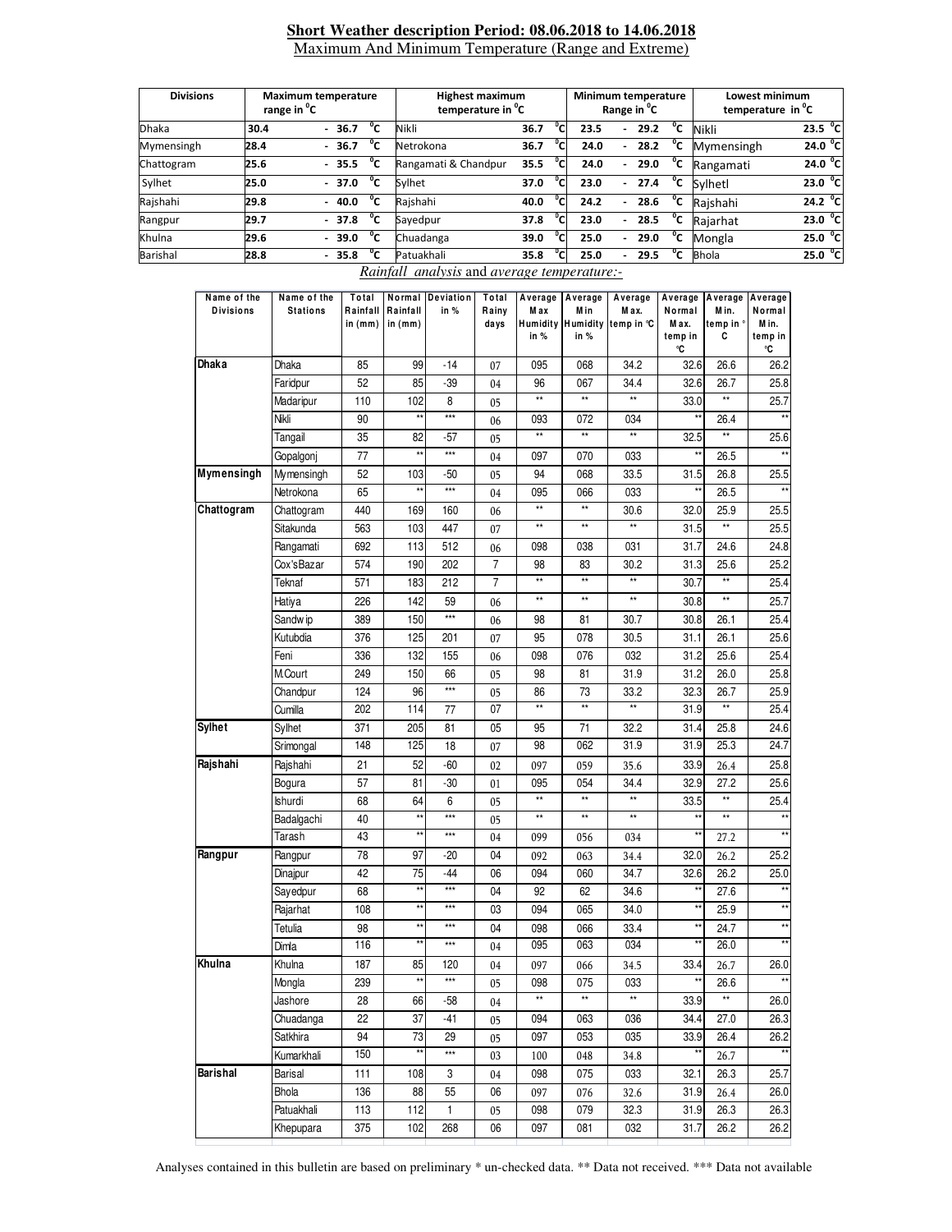**Short Weather description Period: 08.06.2018 to 14.06.2018**

Maximum And Minimum Temperature (Range and Extreme)

| Divisions | Maximum temperature range in °C | Highest maximum temperature in °C | | Minimum temperature Range in °C | Lowest minimum temperature in °C | |
|---|---|---|---|---|---|---|
| Dhaka | 30.4 - 36.7 °C | Nikli | 36.7 °C | 23.5 - 29.2 °C | Nikli | 23.5 °C |
| Mymensingh | 28.4 - 36.7 °C | Netrokona | 36.7 °C | 24.0 - 28.2 °C | Mymensingh | 24.0 °C |
| Chattogram | 25.6 - 35.5 °C | Rangamati & Chandpur | 35.5 °C | 24.0 - 29.0 °C | Rangamati | 24.0 °C |
| Sylhet | 25.0 - 37.0 °C | Sylhet | 37.0 °C | 23.0 - 27.4 °C | Sylhetl | 23.0 °C |
| Rajshahi | 29.8 - 40.0 °C | Rajshahi | 40.0 °C | 24.2 - 28.6 °C | Rajshahi | 24.2 °C |
| Rangpur | 29.7 - 37.8 °C | Sayedpur | 37.8 °C | 23.0 - 28.5 °C | Rajarhat | 23.0 °C |
| Khulna | 29.6 - 39.0 °C | Chuadanga | 39.0 °C | 25.0 - 29.0 °C | Mongla | 25.0 °C |
| Barishal | 28.8 - 35.8 °C | Patuakhali | 35.8 °C | 25.0 - 29.5 °C | Bhola | 25.0 °C |

*Rainfall analysis* and *average temperature:-*

| Name of the Divisions | Name of the Stations | Total Rainfall in (mm) | Normal Rainfall in (mm) | Deviation in % | Total Rainy days | Average Max Humidity in % | Average Min Humidity in % | Average Max. temp in °C | Average Normal Max. temp in °C | Average Min. temp in °C | Average Normal Min. temp in °C |
|---|---|---|---|---|---|---|---|---|---|---|---|
| **Dhaka** | Dhaka | 85 | 99 | -14 | 07 | 095 | 068 | 34.2 | 32.6 | 26.6 | 26.2 |
| | Faridpur | 52 | 85 | -39 | 04 | 96 | 067 | 34.4 | 32.6 | 26.7 | 25.8 |
| | Madaripur | 110 | 102 | 8 | 05 | ** | ** | ** | 33.0 | ** | 25.7 |
| | Nikli | 90 | ** | *** | 06 | 093 | 072 | 034 | ** | 26.4 | ** |
| | Tangail | 35 | 82 | -57 | 05 | ** | ** | ** | 32.5 | ** | 25.6 |
| | Gopalgonj | 77 | ** | *** | 04 | 097 | 070 | 033 | ** | 26.5 | ** |
| **Mymensingh** | Mymensingh | 52 | 103 | -50 | 05 | 94 | 068 | 33.5 | 31.5 | 26.8 | 25.5 |
| | Netrokona | 65 | ** | *** | 04 | 095 | 066 | 033 | ** | 26.5 | ** |
| **Chattogram** | Chattogram | 440 | 169 | 160 | 06 | ** | ** | 30.6 | 32.0 | 25.9 | 25.5 |
| | Sitakunda | 563 | 103 | 447 | 07 | ** | ** | ** | 31.5 | ** | 25.5 |
| | Rangamati | 692 | 113 | 512 | 06 | 098 | 038 | 031 | 31.7 | 24.6 | 24.8 |
| | Cox'sBazar | 574 | 190 | 202 | 7 | 98 | 83 | 30.2 | 31.3 | 25.6 | 25.2 |
| | Teknaf | 571 | 183 | 212 | 7 | ** | ** | ** | 30.7 | ** | 25.4 |
| | Hatiya | 226 | 142 | 59 | 06 | ** | ** | ** | 30.8 | ** | 25.7 |
| | Sandwip | 389 | 150 | *** | 06 | 98 | 81 | 30.7 | 30.8 | 26.1 | 25.4 |
| | Kutubdia | 376 | 125 | 201 | 07 | 95 | 078 | 30.5 | 31.1 | 26.1 | 25.6 |
| | Feni | 336 | 132 | 155 | 06 | 098 | 076 | 032 | 31.2 | 25.6 | 25.4 |
| | M.Court | 249 | 150 | 66 | 05 | 98 | 81 | 31.9 | 31.2 | 26.0 | 25.8 |
| | Chandpur | 124 | 96 | *** | 05 | 86 | 73 | 33.2 | 32.3 | 26.7 | 25.9 |
| | Cumilla | 202 | 114 | 77 | 07 | ** | ** | ** | 31.9 | ** | 25.4 |
| **Sylhet** | Sylhet | 371 | 205 | 81 | 05 | 95 | 71 | 32.2 | 31.4 | 25.8 | 24.6 |
| | Srimongal | 148 | 125 | 18 | 07 | 98 | 062 | 31.9 | 31.9 | 25.3 | 24.7 |
| **Rajshahi** | Rajshahi | 21 | 52 | -60 | 02 | 097 | 059 | 35.6 | 33.9 | 26.4 | 25.8 |
| | Bogura | 57 | 81 | -30 | 01 | 095 | 054 | 34.4 | 32.9 | 27.2 | 25.6 |
| | Ishurdi | 68 | 64 | 6 | 05 | ** | ** | ** | 33.5 | ** | 25.4 |
| | Badalgachi | 40 | ** | *** | 05 | ** | ** | ** | ** | ** | ** |
| | Tarash | 43 | ** | *** | 04 | 099 | 056 | 034 | ** | 27.2 | ** |
| **Rangpur** | Rangpur | 78 | 97 | -20 | 04 | 092 | 063 | 34.4 | 32.0 | 26.2 | 25.2 |
| | Dinajpur | 42 | 75 | -44 | 06 | 094 | 060 | 34.7 | 32.6 | 26.2 | 25.0 |
| | Sayedpur | 68 | ** | *** | 04 | 92 | 62 | 34.6 | ** | 27.6 | ** |
| | Rajarhat | 108 | ** | *** | 03 | 094 | 065 | 34.0 | ** | 25.9 | ** |
| | Tetulia | 98 | ** | *** | 04 | 098 | 066 | 33.4 | ** | 24.7 | ** |
| | Dimla | 116 | ** | *** | 04 | 095 | 063 | 034 | ** | 26.0 | ** |
| **Khulna** | Khulna | 187 | 85 | 120 | 04 | 097 | 066 | 34.5 | 33.4 | 26.7 | 26.0 |
| | Mongla | 239 | ** | *** | 05 | 098 | 075 | 033 | ** | 26.6 | ** |
| | Jashore | 28 | 66 | -58 | 04 | ** | ** | ** | 33.9 | ** | 26.0 |
| | Chuadanga | 22 | 37 | -41 | 05 | 094 | 063 | 036 | 34.4 | 27.0 | 26.3 |
| | Satkhira | 94 | 73 | 29 | 05 | 097 | 053 | 035 | 33.9 | 26.4 | 26.2 |
| | Kumarkhali | 150 | ** | *** | 03 | 100 | 048 | 34.8 | ** | 26.7 | ** |
| **Barishal** | Barisal | 111 | 108 | 3 | 04 | 098 | 075 | 033 | 32.1 | 26.3 | 25.7 |
| | Bhola | 136 | 88 | 55 | 06 | 097 | 076 | 32.6 | 31.9 | 26.4 | 26.0 |
| | Patuakhali | 113 | 112 | 1 | 05 | 098 | 079 | 32.3 | 31.9 | 26.3 | 26.3 |
| | Khepupara | 375 | 102 | 268 | 06 | 097 | 081 | 032 | 31.7 | 26.2 | 26.2 |

Analyses contained in this bulletin are based on preliminary * un-checked data. ** Data not received. *** Data not available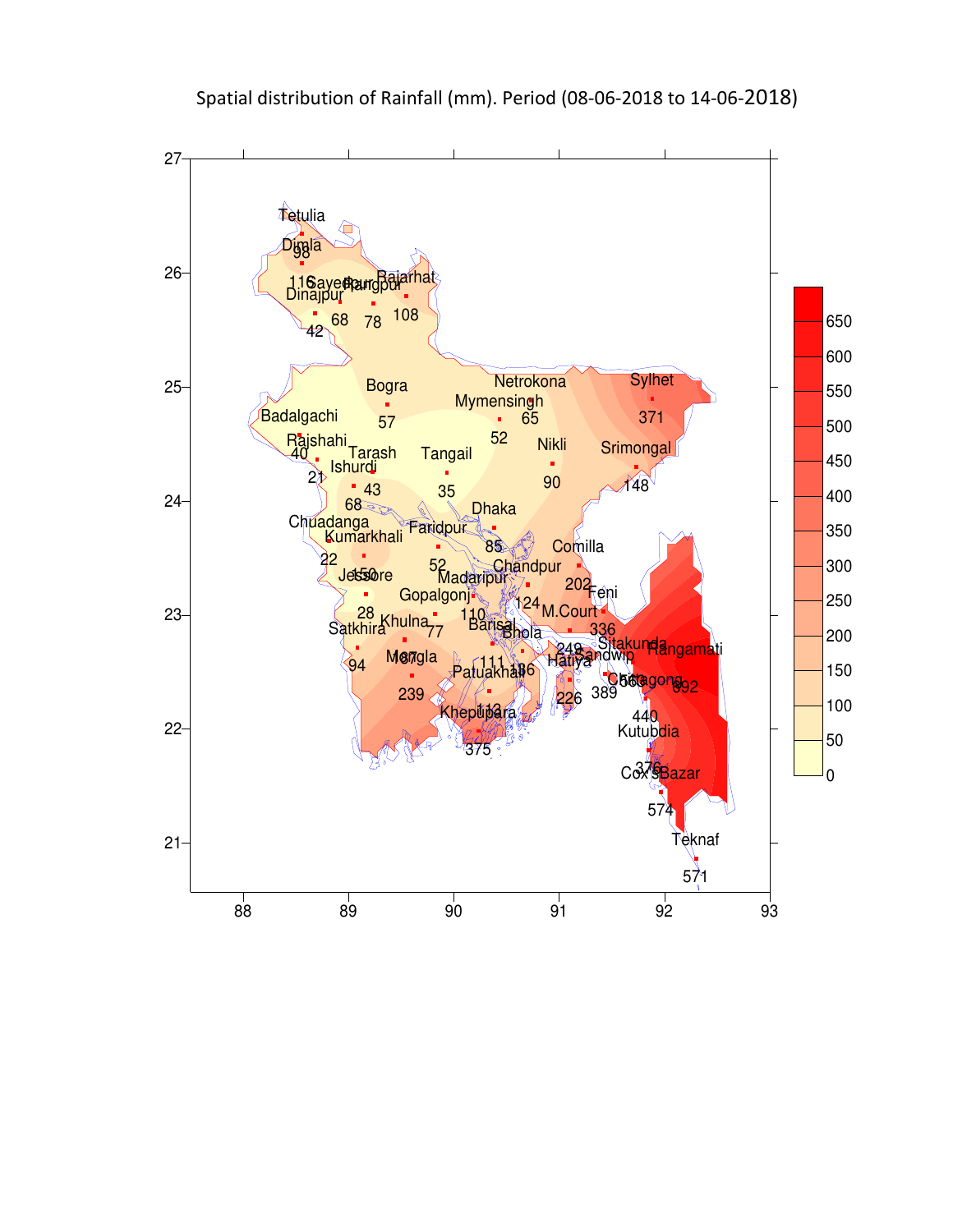Spatial distribution of Rainfall (mm). Period (08-06-2018 to 14-06-2018)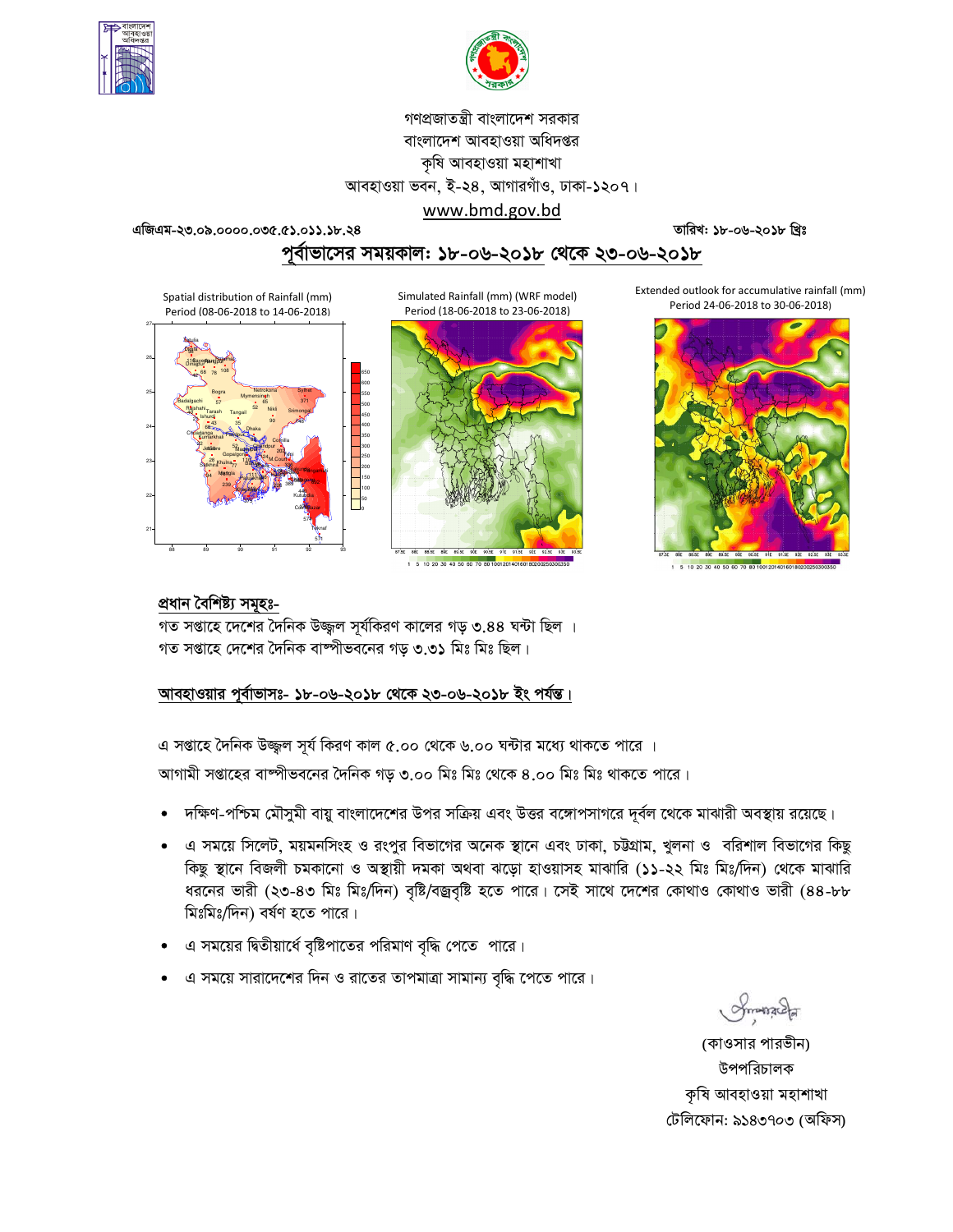গণপ্রজাতন্ত্রী বাংলাদেশ সরকার

বাংলাদেশ আবহাওয়া অধিদপ্তর

কৃষি আবহাওয়া মহাশাখা

আবহাওয়া ভবন, ই-২৪, আগারগাঁও, ঢাকা-১২০৭।

www.bmd.gov.bd

এজিএম-২৩.০৯.০০০০.০৩৫.৫১.০১১.১৮.২৪

তারিখ: ১৮-০৬-২০১৮ খ্রিঃ

## পূর্বাভাসের সময়কাল: ১৮-০৬-২০১৮ থেকে ২৩-০৬-২০১৮

Spatial distribution of Rainfall (mm) Period (08-06-2018 to 14-06-2018)

Simulated Rainfall (mm) (WRF model) Period (18-06-2018 to 23-06-2018)

Extended outlook for accumulative rainfall (mm) Period 24-06-2018 to 30-06-2018)

### প্রধান বৈশিষ্ট্য সমূহঃ-

গত সপ্তাহে দেশের দৈনিক উজ্জ্বল সূর্যকিরণ কালের গড় ৩.৪৪ ঘন্টা ছিল ।

গত সপ্তাহে দেশের দৈনিক বাষ্পীভবনের গড় ৩.৩১ মিঃ মিঃ ছিল।

### আবহাওয়ার পূর্বাভাসঃ- ১৮-০৬-২০১৮ থেকে ২৩-০৬-২০১৮ ইং পর্যন্ত।

এ সপ্তাহে দৈনিক উজ্জ্বল সূর্য কিরণ কাল ৫.০০ থেকে ৬.০০ ঘন্টার মধ্যে থাকতে পারে ।

আগামী সপ্তাহের বাষ্পীভবনের দৈনিক গড় ৩.০০ মিঃ মিঃ থেকে ৪.০০ মিঃ মিঃ থাকতে পারে।

- দক্ষিণ-পশ্চিম মৌসুমী বায়ু বাংলাদেশের উপর সক্রিয় এবং উত্তর বঙ্গোপসাগরে দূর্বল থেকে মাঝারী অবস্থায় রয়েছে।
- এ সময়ে সিলেট, ময়মনসিংহ ও রংপুর বিভাগের অনেক স্থানে এবং ঢাকা, চট্টগ্রাম, খুলনা ও বরিশাল বিভাগের কিছু কিছু স্থানে বিজলী চমকানো ও অস্থায়ী দমকা অথবা ঝড়ো হাওয়াসহ মাঝারি (১১-২২ মিঃ মিঃ/দিন) থেকে মাঝারি ধরনের ভারী (২৩-৪৩ মিঃ মিঃ/দিন) বৃষ্টি/বজ্রবৃষ্টি হতে পারে। সেই সাথে দেশের কোথাও কোথাও ভারী (৪৪-৮৮ মিঃমিঃ/দিন) বর্ষণ হতে পারে।
- এ সময়ের দ্বিতীয়ার্ধে বৃষ্টিপাতের পরিমাণ বৃদ্ধি পেতে পারে।
- এ সময়ে সারাদেশের দিন ও রাতের তাপমাত্রা সামান্য বৃদ্ধি পেতে পারে।

(কাওসার পারভীন)

উপপরিচালক

কৃষি আবহাওয়া মহাশাখা

টেলিফোন: ৯১৪৩৭০৩ (অফিস)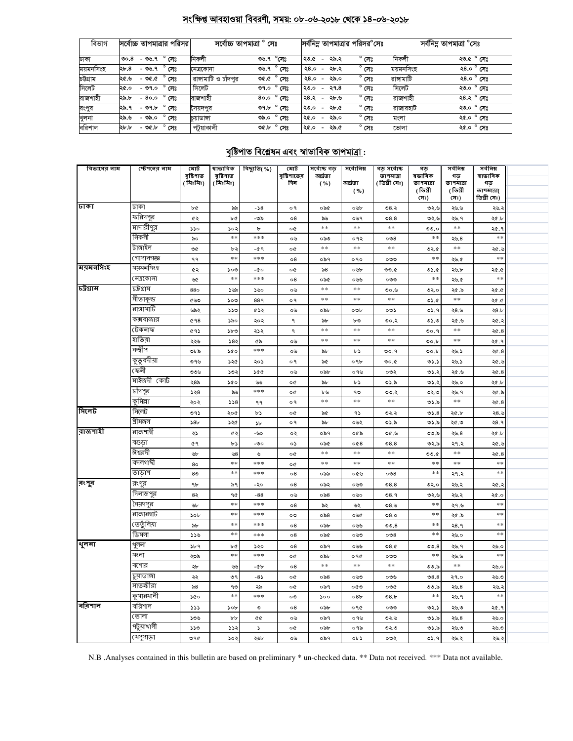## সংক্ষিপ্ত আবহাওয়া বিবরণী, সময়: ০৮-০৬-২০১৮ থেকে ১৪-০৬-২০১৮

| বিভাগ | সর্বোচ্চ তাপমাত্রার পরিসর | সর্বোচ্চ তাপমাত্রা ° সেঃ | | সর্বনিম্ন তাপমাত্রার পরিসর°সেঃ | সর্বনিম্ন তাপমাত্রা °সেঃ | |
|---|---|---|---|---|---|---|
| ঢাকা | ৩০.৪ - ৩৬.৭ ° সেঃ | নিকলী | ৩৬.৭ °সেঃ | ২৩.৫ - ২৯.২ ° সেঃ | নিকলী | ২৩.৫ ° সেঃ |
| ময়মনসিংহ | ২৮.৪ - ৩৬.৭ ° সেঃ | নেত্রকোনা | ৩৬.৭ ° সেঃ | ২৪.০ - ২৮.২ ° সেঃ | ময়মনসিংহ | ২৪.০ ° সেঃ |
| চট্টগ্রাম | ২৫.৬ - ৩৫.৫ ° সেঃ | রাঙ্গামাটি ও চাঁদপুর | ৩৫.৫ ° সেঃ | ২৪.০ - ২৯.০ ° সেঃ | রাঙ্গামাটি | ২৪.০ ° সেঃ |
| সিলেট | ২৫.০ - ৩৭.০ ° সেঃ | সিলেট | ৩৭.০ ° সেঃ | ২৩.০ - ২৭.৪ ° সেঃ | সিলেট | ২৩.০ ° সেঃ |
| রাজশাহী | ২৯.৮ - ৪০.০ ° সেঃ | রাজশাহী | ৪০.০ ° সেঃ | ২৪.২ - ২৮.৬ ° সেঃ | রাজশাহী | ২৪.২ ° সেঃ |
| রংপুর | ২৯.৭ - ৩৭.৮ ° সেঃ | সৈয়দপুর | ৩৭.৮ ° সেঃ | ২৩.০ - ২৮.৫ ° সেঃ | রাজারহাট | ২৩.০ ° সেঃ |
| খুলনা | ২৯.৬ - ৩৯.০ ° সেঃ | চুয়াডাঙ্গা | ৩৯.০ ° সেঃ | ২৫.০ - ২৯.০ ° সেঃ | মংলা | ২৫.০ ° সেঃ |
| বরিশাল | ২৮.৮ - ৩৫.৮ ° সেঃ | পটুয়াকালী | ৩৫.৮ ° সেঃ | ২৫.০ - ২৯.৫ ° সেঃ | ভোলা | ২৫.০ ° সেঃ |

## বৃষ্টিপাত বিশ্লেষন এবং স্বাভাবিক তাপমাত্রা :

| বিভাগের নাম | স্টেশনের নাম | মোট বৃষ্টিপাত (মিঃমিঃ) | স্বাভাবিক বৃষ্টিপাত (মিঃমিঃ) | বিচ্যুতি(%) | মোট বৃষ্টিপাতের দিন | সর্বোচ্চ গড় আর্দ্রতা (%) | সর্বোনিম্ন আর্দ্রতা (%) | গড় সর্বোচ্চ তাপমাত্রা (ডিগ্রী সেঃ) | গড় স্বভাবিক তাপমাত্রা (ডিগ্রী সেঃ) | সর্বনিম্ন গড় তাপমাত্রা (ডিগ্রী সেঃ) | সর্বনিম্ন স্বাভাবিক গড় তাপমাত্রা( ডিগ্রী সেঃ) |
|---|---|---|---|---|---|---|---|---|---|---|---|
| ঢাকা | ঢাকা | ৮৫ | ৯৯ | -১৪ | ০৭ | ০৯৫ | ০৬৮ | ৩৪.২ | ৩২.৬ | ২৬.৬ | ২৬.২ |
| | ফরিদপুর | ৫২ | ৮৫ | -৩৯ | ০৪ | ৯৬ | ০৬৭ | ৩৪.৪ | ৩২.৬ | ২৬.৭ | ২৫.৮ |
| | মাদারীপুর | ১১০ | ১০২ | ৮ | ০৫ | ** | ** | ** | ৩৩.০ | ** | ২৫.৭ |
| | নিকলী | ৯০ | ** | *** | ০৬ | ০৯৩ | ০৭২ | ০৩৪ | ** | ২৬.৪ | ** |
| | টাঙ্গাইল | ৩৫ | ৮২ | -৫৭ | ০৫ | ** | ** | ** | ৩২.৫ | ** | ২৫.৬ |
| | গোপালগঞ্জ | ৭৭ | ** | *** | ০৪ | ০৯৭ | ০৭০ | ০৩৩ | ** | ২৬.৫ | ** |
| ময়মনসিংহ | ময়মনসিংহ | ৫২ | ১০৩ | -৫০ | ০৫ | ৯৪ | ০৬৮ | ৩৩.৫ | ৩১.৫ | ২৬.৮ | ২৫.৫ |
| | নেত্রকোনা | ৬৫ | ** | *** | ০৪ | ০৯৫ | ০৬৬ | ০৩৩ | ** | ২৬.৫ | ** |
| চট্টগ্রাম | চট্টগ্রাম | ৪৪০ | ১৬৯ | ১৬০ | ০৬ | ** | ** | ৩০.৬ | ৩২.০ | ২৫.৯ | ২৫.৫ |
| | সীতাকুন্ড | ৫৬৩ | ১০৩ | ৪৪৭ | ০৭ | ** | ** | ** | ৩১.৫ | ** | ২৫.৫ |
| | রাঙ্গামাটি | ৬৯২ | ১১৩ | ৫১২ | ০৬ | ০৯৮ | ০৩৮ | ০৩১ | ৩১.৭ | ২৪.৬ | ২৪.৮ |
| | কক্সবাজার | ৫৭৪ | ১৯০ | ২০২ | ৭ | ৯৮ | ৮৩ | ৩০.২ | ৩১.৩ | ২৫.৬ | ২৫.২ |
| | টেকনাফ | ৫৭১ | ১৮৩ | ২১২ | ৭ | ** | ** | ** | ৩০.৭ | ** | ২৫.৪ |
| | হাতিয়া | ২২৬ | ১৪২ | ৫৯ | ০৬ | ** | ** | ** | ৩০.৮ | ** | ২৫.৭ |
| | সন্দ্বীপ | ৩৮৯ | ১৫০ | *** | ০৬ | ৯৮ | ৮১ | ৩০.৭ | ৩০.৮ | ২৬.১ | ২৫.৪ |
| | কুতুবদীয়া | ৩৭৬ | ১২৫ | ২০১ | ০৭ | ৯৫ | ০৭৮ | ৩০.৫ | ৩১.১ | ২৬.১ | ২৫.৬ |
| | ফেনী | ৩৩৬ | ১৩২ | ১৫৫ | ০৬ | ০৯৮ | ০৭৬ | ০৩২ | ৩১.২ | ২৫.৬ | ২৫.৪ |
| | মাইজদী কোর্ট | ২৪৯ | ১৫০ | ৬৬ | ০৫ | ৯৮ | ৮১ | ৩১.৯ | ৩১.২ | ২৬.০ | ২৫.৮ |
| | চাঁদপুর | ১২৪ | ৯৬ | *** | ০৫ | ৮৬ | ৭৩ | ৩৩.২ | ৩২.৩ | ২৬.৭ | ২৫.৯ |
| | কুমিল্লা | ২০২ | ১১৪ | ৭৭ | ০৭ | ** | ** | ** | ৩১.৯ | ** | ২৫.৪ |
| সিলেট | সিলেট | ৩৭১ | ২০৫ | ৮১ | ০৫ | ৯৫ | ৭১ | ৩২.২ | ৩১.৪ | ২৫.৮ | ২৪.৬ |
| | শ্রীমঙ্গল | ১৪৮ | ১২৫ | ১৮ | ০৭ | ৯৮ | ০৬২ | ৩১.৯ | ৩১.৯ | ২৫.৩ | ২৪.৭ |
| রাজশাহী | রাজশাহী | ২১ | ৫২ | -৬০ | ০২ | ০৯৭ | ০৫৯ | ৩৫.৬ | ৩৩.৯ | ২৬.৪ | ২৫.৮ |
| | বগুড়া | ৫৭ | ৮১ | -৩০ | ০১ | ০৯৫ | ০৫৪ | ৩৪.৪ | ৩২.৯ | ২৭.২ | ২৫.৬ |
| | ঈশ্বরদী | ৬৮ | ৬৪ | ৬ | ০৫ | ** | ** | ** | ৩৩.৫ | ** | ২৫.৪ |
| | বদলগাছী | ৪০ | ** | *** | ০৫ | ** | ** | ** | ** | ** | ** |
| | তাড়াশ | ৪৩ | ** | *** | ০৪ | ০৯৯ | ০৫৬ | ০৩৪ | ** | ২৭.২ | ** |
| রংপুর | রংপুর | ৭৮ | ৯৭ | -২০ | ০৪ | ০৯২ | ০৬৩ | ৩৪.৪ | ৩২.০ | ২৬.২ | ২৫.২ |
| | দিনাজপুর | ৪২ | ৭৫ | -৪৪ | ০৬ | ০৯৪ | ০৬০ | ৩৪.৭ | ৩২.৬ | ২৬.২ | ২৫.০ |
| | সৈয়দপুর | ৬৮ | ** | *** | ০৪ | ৯২ | ৬২ | ৩৪.৬ | ** | ২৭.৬ | ** |
| | রাজারহাট | ১০৮ | ** | *** | ০৩ | ০৯৪ | ০৬৫ | ৩৪.০ | ** | ২৫.৯ | ** |
| | তেতুঁলিয়া | ৯৮ | ** | *** | ০৪ | ০৯৮ | ০৬৬ | ৩৩.৪ | ** | ২৪.৭ | ** |
| | ডিমলা | ১১৬ | ** | *** | ০৪ | ০৯৫ | ০৬৩ | ০৩৪ | ** | ২৬.০ | ** |
| খুলনা | খুলনা | ১৮৭ | ৮৫ | ১২০ | ০৪ | ০৯৭ | ০৬৬ | ৩৪.৫ | ৩৩.৪ | ২৬.৭ | ২৬.০ |
| | মংলা | ২৩৯ | ** | *** | ০৫ | ০৯৮ | ০৭৫ | ০৩৩ | ** | ২৬.৬ | ** |
| | যশোর | ২৮ | ৬৬ | -৫৮ | ০৪ | ** | ** | ** | ৩৩.৯ | ** | ২৬.০ |
| | চুয়াডাঙ্গা | ২২ | ৩৭ | -৪১ | ০৫ | ০৯৪ | ০৬৩ | ০৩৬ | ৩৪.৪ | ২৭.০ | ২৬.৩ |
| | সাতক্ষীরা | ৯৪ | ৭৩ | ২৯ | ০৫ | ০৯৭ | ০৫৩ | ০৩৫ | ৩৩.৯ | ২৬.৪ | ২৬.২ |
| | কুমারখালী | ১৫০ | ** | *** | ০৩ | ১০০ | ০৪৮ | ৩৪.৮ | ** | ২৬.৭ | ** |
| বরিশাল | বরিশাল | ১১১ | ১০৮ | ৩ | ০৪ | ০৯৮ | ০৭৫ | ০৩৩ | ৩২.১ | ২৬.৩ | ২৫.৭ |
| | ভোলা | ১৩৬ | ৮৮ | ৫৫ | ০৬ | ০৯৭ | ০৭৬ | ৩২.৬ | ৩১.৯ | ২৬.৪ | ২৬.০ |
| | পটুয়াখালী | ১১৩ | ১১২ | ১ | ০৫ | ০৯৮ | ০৭৯ | ৩২.৩ | ৩১.৯ | ২৬.৩ | ২৬.৩ |
| | খেপুপাড়া | ৩৭৫ | ১০২ | ২৬৮ | ০৬ | ০৯৭ | ০৮১ | ০৩২ | ৩১.৭ | ২৬.২ | ২৬.২ |

N.B .Analyses contained in this bulletin are based on preliminary * un-checked data. ** Data not received. *** Data not available.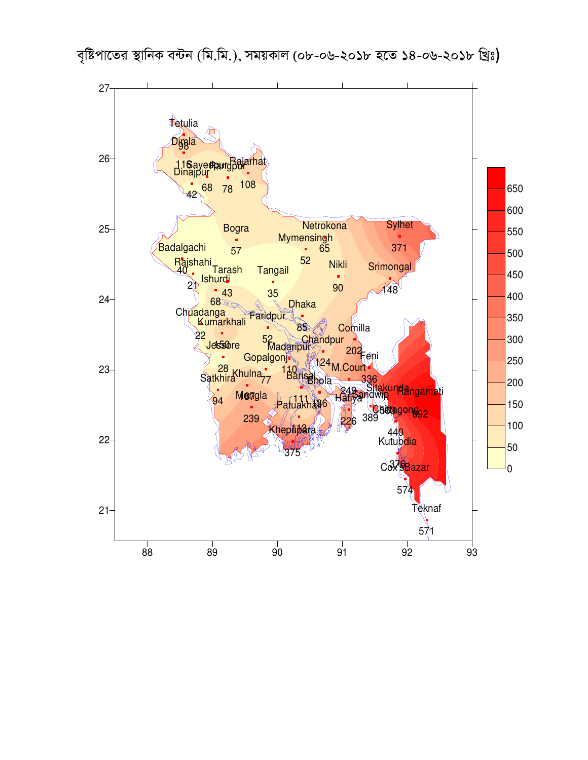# বৃষ্টিপাতের স্থানিক বন্টন (মি.মি.), সময়কাল (০৮-০৬-২০১৮ হতে ১৪-০৬-২০১৮ খ্রিঃ)

27
26
25
24
23
22
21

88
89
90
91
92
93

650
600
550
500
450
400
350
300
250
200
150
100
50
0

Tetulia
Dimla 98
116 Sayedpur
Dinajpur 42
68
Rangpur 78
Rajarhat 108
Bogra 57
Netrokona 65
Mymensingh 52
Sylhet 371
Badalgachi
Rajshahi 40
21
Tarash
Ishurdi 43
68
Tangail 35
Nikli 90
Srimongal 148
Dhaka 85
Chuadanga
Kumarkhali 22
150
Jessore 28
Faridpur 52
Madaripur
Gopalgonj 110
Chandpur 124
Comilla 202
Feni
M.Court 336
Satkhira 94
Khulna 77
Mongla 187
239
Barisal
Bhola 111
Patuakhali 136
Khepupara 113
375
Hatiya 248
226
Sandwip
Sitakunda 389
Chittagong 566
Rangamati 692
440
Kutubdia
376
Cox'sBazar 574
Teknaf 571